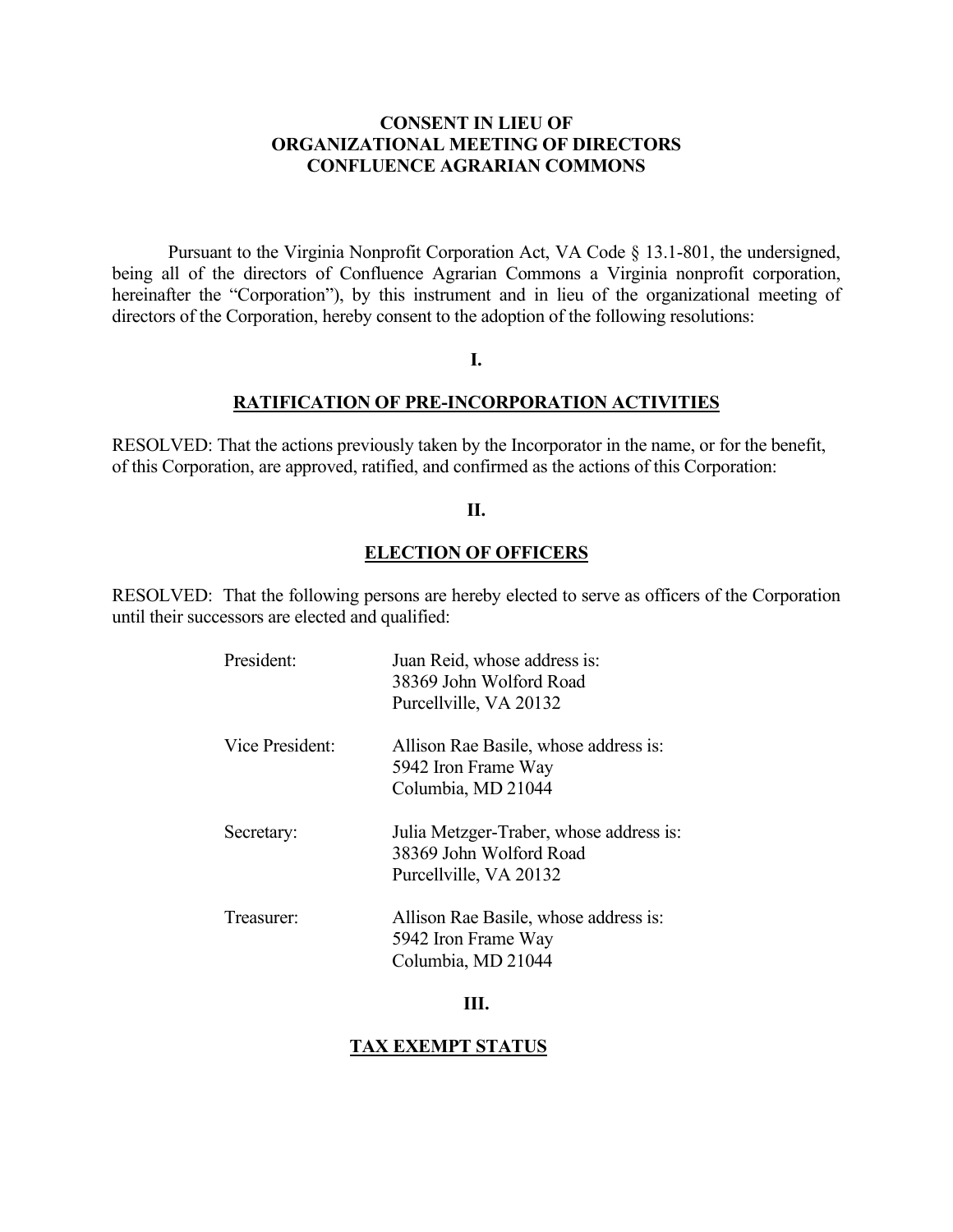**CONSENT IN LIEU OF**
**ORGANIZATIONAL MEETING OF DIRECTORS**
**CONFLUENCE AGRARIAN COMMONS**

Pursuant to the Virginia Nonprofit Corporation Act, VA Code § 13.1-801, the undersigned, being all of the directors of Confluence Agrarian Commons a Virginia nonprofit corporation, hereinafter the "Corporation"), by this instrument and in lieu of the organizational meeting of directors of the Corporation, hereby consent to the adoption of the following resolutions:

**I.**

**RATIFICATION OF PRE-INCORPORATION ACTIVITIES**

RESOLVED: That the actions previously taken by the Incorporator in the name, or for the benefit, of this Corporation, are approved, ratified, and confirmed as the actions of this Corporation:

**II.**

**ELECTION OF OFFICERS**

RESOLVED: That the following persons are hereby elected to serve as officers of the Corporation until their successors are elected and qualified:

President: Juan Reid, whose address is:
38369 John Wolford Road
Purcellville, VA 20132

Vice President: Allison Rae Basile, whose address is:
5942 Iron Frame Way
Columbia, MD 21044

Secretary: Julia Metzger-Traber, whose address is:
38369 John Wolford Road
Purcellville, VA 20132

Treasurer: Allison Rae Basile, whose address is:
5942 Iron Frame Way
Columbia, MD 21044

**III.**

**TAX EXEMPT STATUS**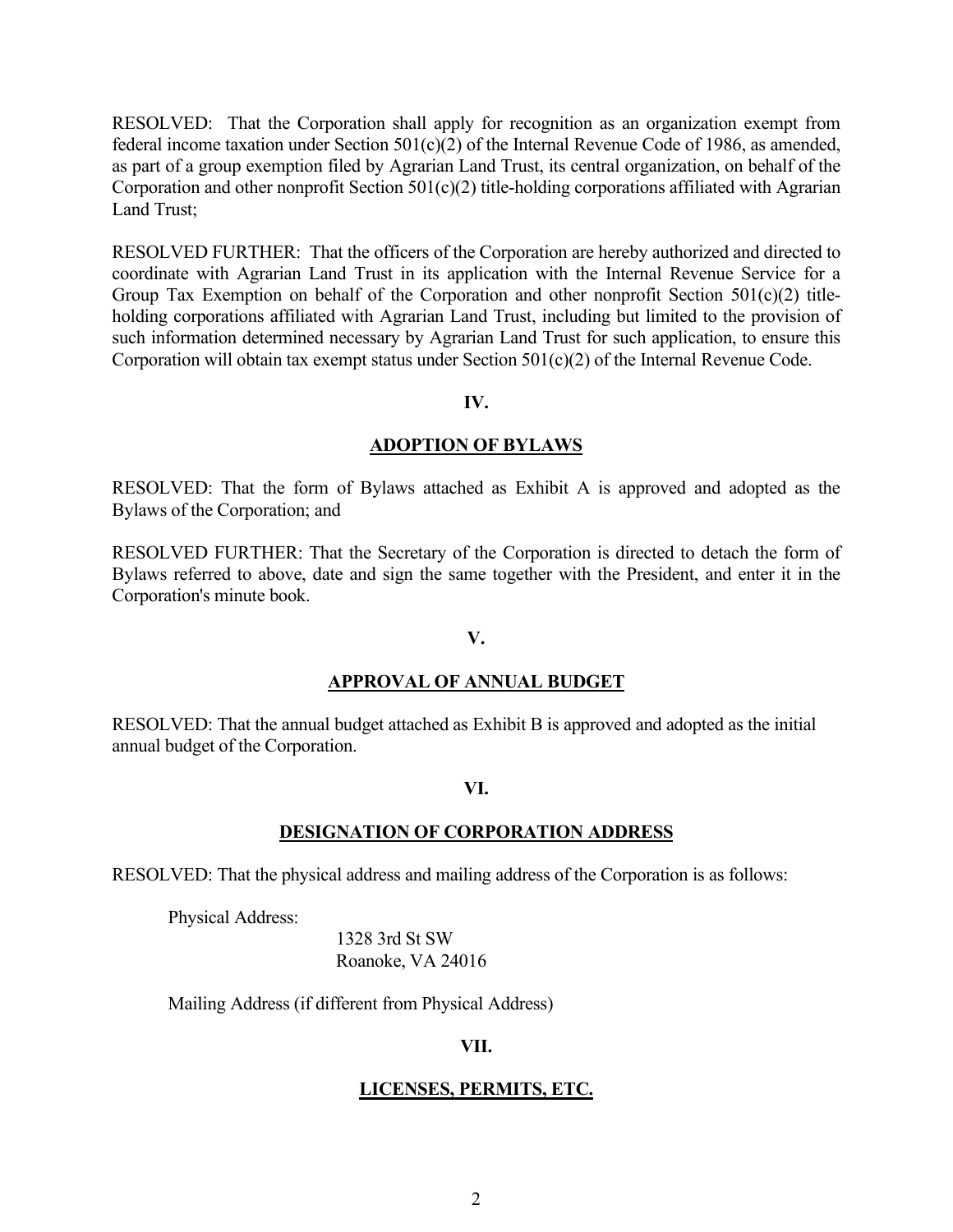RESOLVED: That the Corporation shall apply for recognition as an organization exempt from federal income taxation under Section 501(c)(2) of the Internal Revenue Code of 1986, as amended, as part of a group exemption filed by Agrarian Land Trust, its central organization, on behalf of the Corporation and other nonprofit Section 501(c)(2) title-holding corporations affiliated with Agrarian Land Trust;

RESOLVED FURTHER: That the officers of the Corporation are hereby authorized and directed to coordinate with Agrarian Land Trust in its application with the Internal Revenue Service for a Group Tax Exemption on behalf of the Corporation and other nonprofit Section 501(c)(2) title-holding corporations affiliated with Agrarian Land Trust, including but limited to the provision of such information determined necessary by Agrarian Land Trust for such application, to ensure this Corporation will obtain tax exempt status under Section 501(c)(2) of the Internal Revenue Code.

## IV.

## ADOPTION OF BYLAWS

RESOLVED: That the form of Bylaws attached as Exhibit A is approved and adopted as the Bylaws of the Corporation; and

RESOLVED FURTHER: That the Secretary of the Corporation is directed to detach the form of Bylaws referred to above, date and sign the same together with the President, and enter it in the Corporation's minute book.

## V.

## APPROVAL OF ANNUAL BUDGET

RESOLVED: That the annual budget attached as Exhibit B is approved and adopted as the initial annual budget of the Corporation.

## VI.

## DESIGNATION OF CORPORATION ADDRESS

RESOLVED: That the physical address and mailing address of the Corporation is as follows:

Physical Address:

1328 3rd St SW
Roanoke, VA 24016

Mailing Address (if different from Physical Address)

## VII.

## LICENSES, PERMITS, ETC.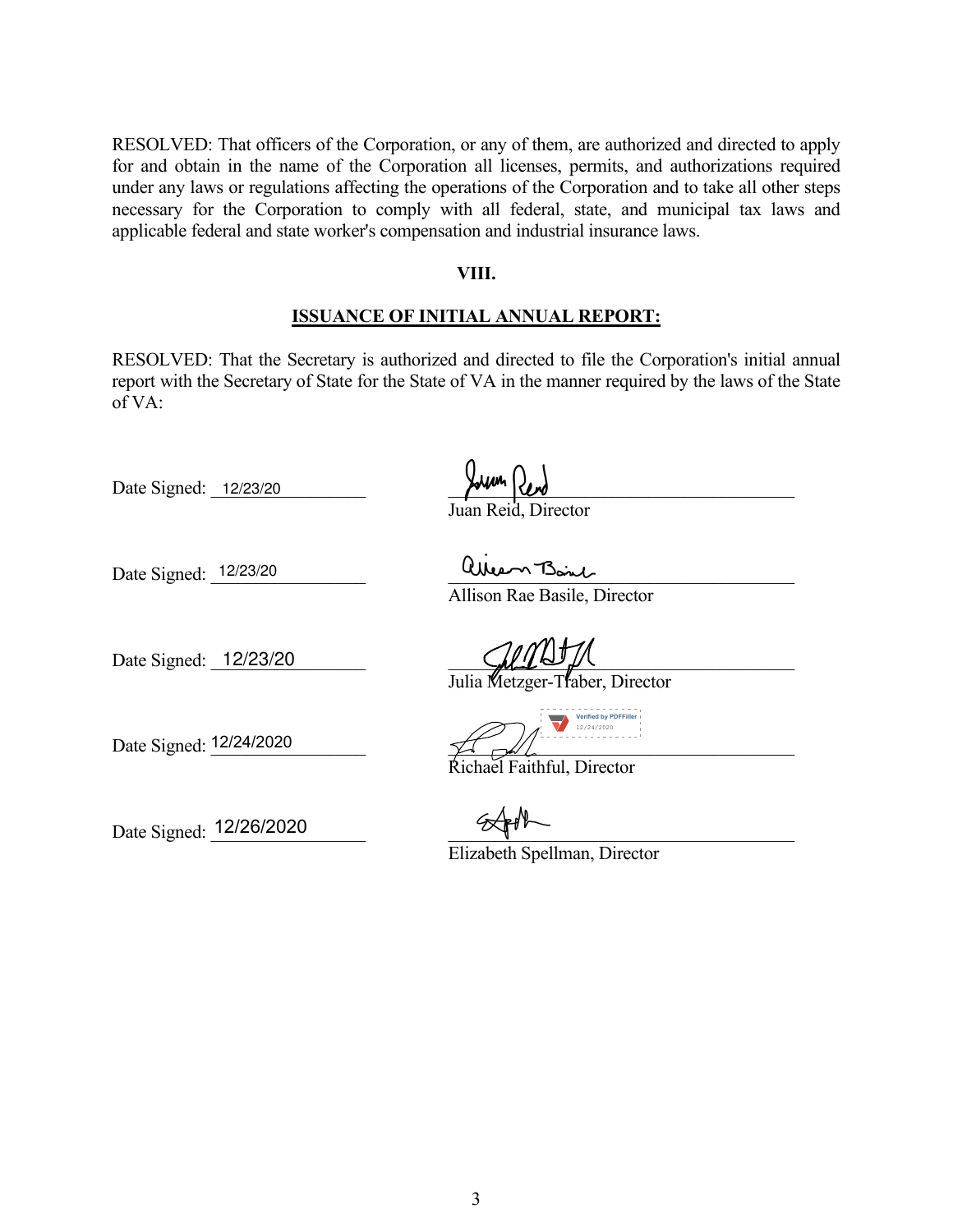RESOLVED: That officers of the Corporation, or any of them, are authorized and directed to apply for and obtain in the name of the Corporation all licenses, permits, and authorizations required under any laws or regulations affecting the operations of the Corporation and to take all other steps necessary for the Corporation to comply with all federal, state, and municipal tax laws and applicable federal and state worker's compensation and industrial insurance laws.

**VIII.**

**ISSUANCE OF INITIAL ANNUAL REPORT:**

RESOLVED: That the Secretary is authorized and directed to file the Corporation's initial annual report with the Secretary of State for the State of VA in the manner required by the laws of the State of VA:

Date Signed: 12/23/20

Juan Reid, Director

Date Signed: 12/23/20

Allison Rae Basile, Director

Date Signed: 12/23/20

Julia Metzger-Traber, Director

Date Signed: 12/24/2020

Verified by PDFFiller 12/24/2020

Richael Faithful, Director

Date Signed: 12/26/2020

Elizabeth Spellman, Director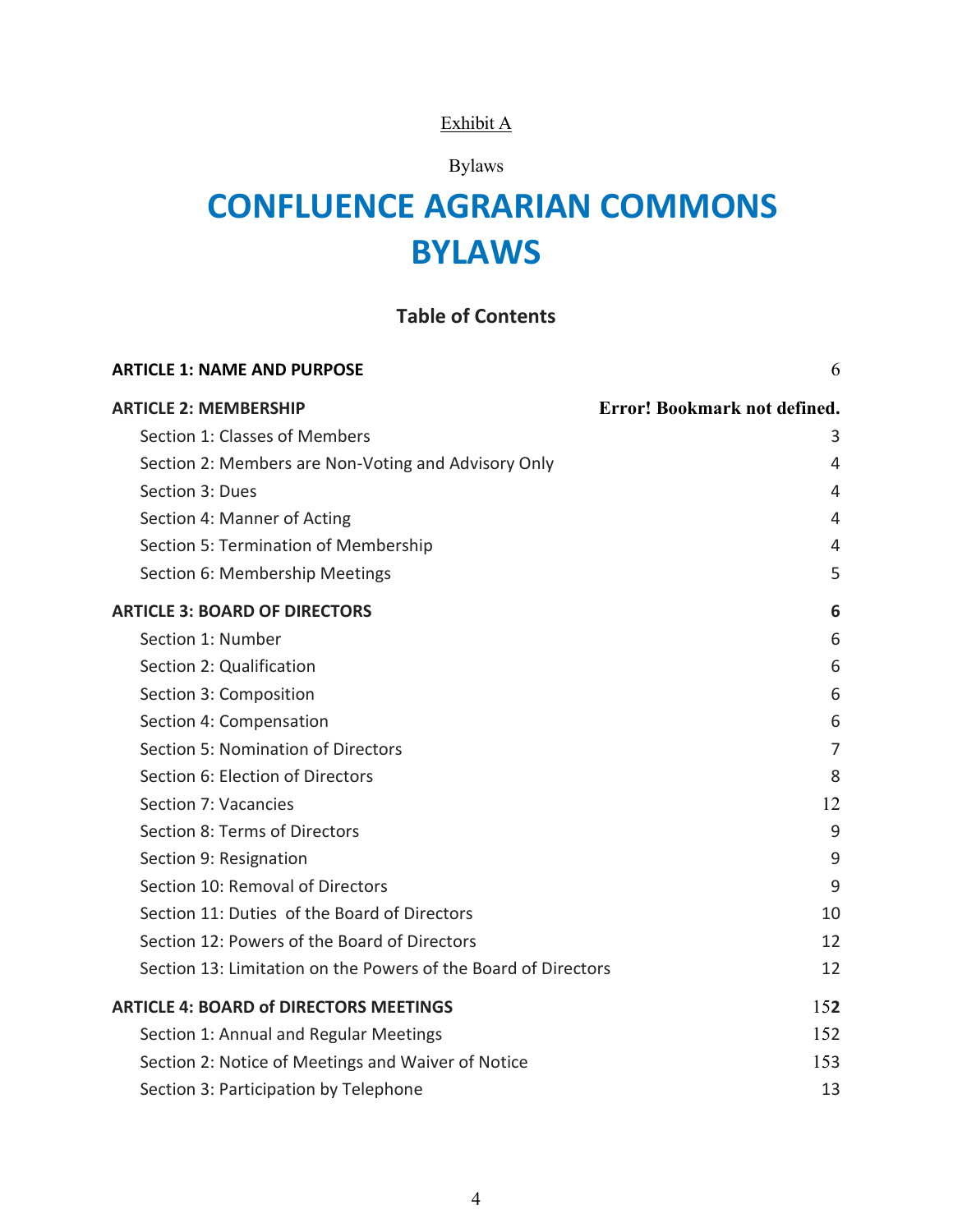Exhibit A

Bylaws

# CONFLUENCE AGRARIAN COMMONS BYLAWS

## Table of Contents

**ARTICLE 1: NAME AND PURPOSE** 6

**ARTICLE 2: MEMBERSHIP** **Error! Bookmark not defined.**

Section 1: Classes of Members 3

Section 2: Members are Non-Voting and Advisory Only 4

Section 3: Dues 4

Section 4: Manner of Acting 4

Section 5: Termination of Membership 4

Section 6: Membership Meetings 5

**ARTICLE 3: BOARD OF DIRECTORS** **6**

Section 1: Number 6

Section 2: Qualification 6

Section 3: Composition 6

Section 4: Compensation 6

Section 5: Nomination of Directors 7

Section 6: Election of Directors 8

Section 7: Vacancies 12

Section 8: Terms of Directors 9

Section 9: Resignation 9

Section 10: Removal of Directors 9

Section 11: Duties of the Board of Directors 10

Section 12: Powers of the Board of Directors 12

Section 13: Limitation on the Powers of the Board of Directors 12

**ARTICLE 4: BOARD of DIRECTORS MEETINGS** 15**2**

Section 1: Annual and Regular Meetings 152

Section 2: Notice of Meetings and Waiver of Notice 153

Section 3: Participation by Telephone 13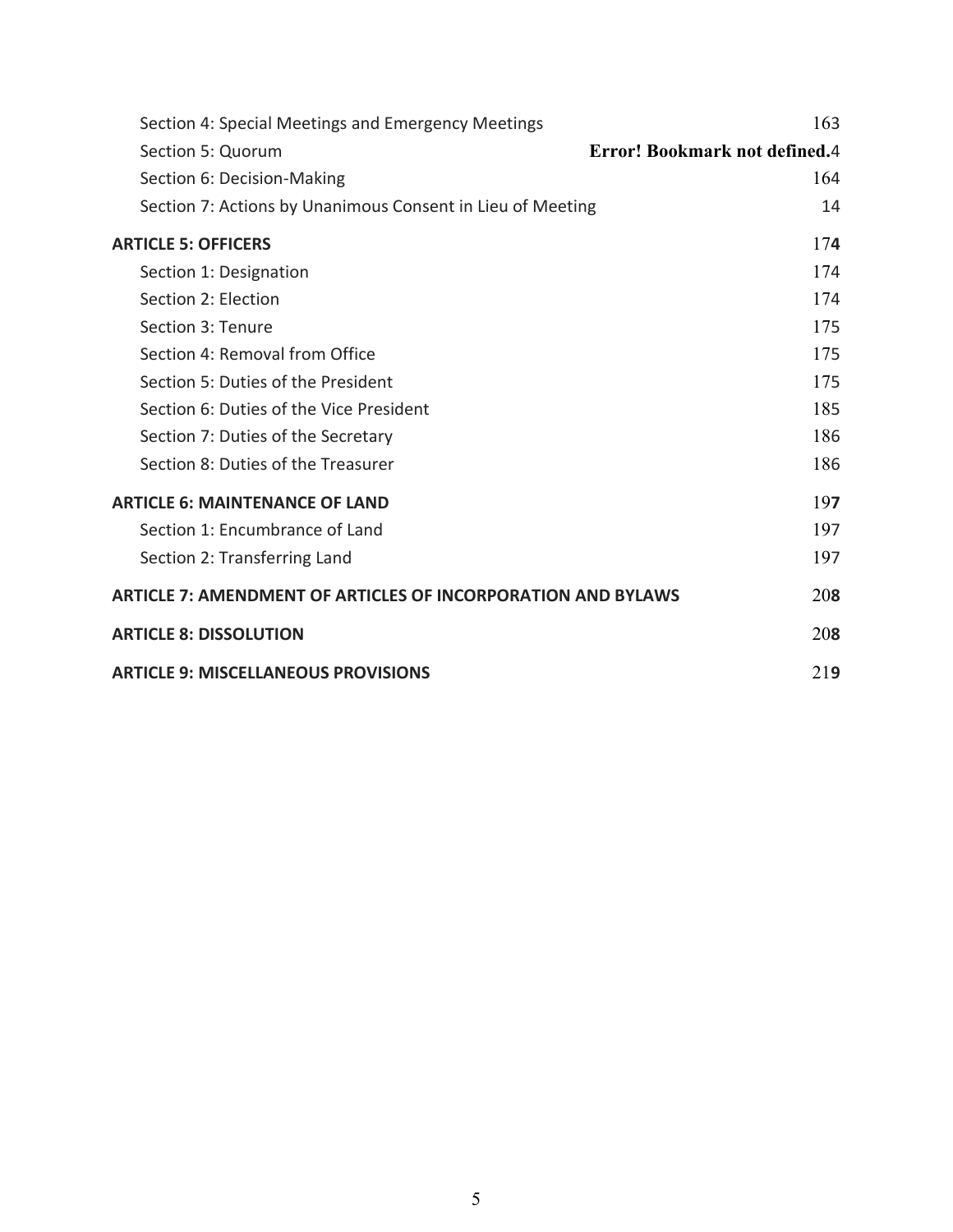Section 4: Special Meetings and Emergency Meetings 163
Section 5: Quorum **Error! Bookmark not defined.**4
Section 6: Decision-Making 164
Section 7: Actions by Unanimous Consent in Lieu of Meeting 14

**ARTICLE 5: OFFICERS** 17**4**
Section 1: Designation 174
Section 2: Election 174
Section 3: Tenure 175
Section 4: Removal from Office 175
Section 5: Duties of the President 175
Section 6: Duties of the Vice President 185
Section 7: Duties of the Secretary 186
Section 8: Duties of the Treasurer 186

**ARTICLE 6: MAINTENANCE OF LAND** 19**7**
Section 1: Encumbrance of Land 197
Section 2: Transferring Land 197

**ARTICLE 7: AMENDMENT OF ARTICLES OF INCORPORATION AND BYLAWS** 20**8**

**ARTICLE 8: DISSOLUTION** 20**8**

**ARTICLE 9: MISCELLANEOUS PROVISIONS** 21**9**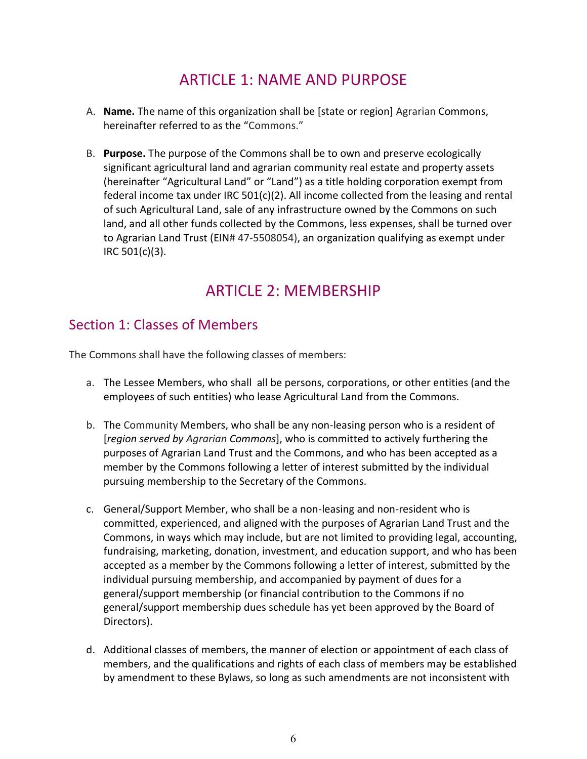# ARTICLE 1: NAME AND PURPOSE

A. **Name.** The name of this organization shall be [state or region] Agrarian Commons, hereinafter referred to as the "Commons."

B. **Purpose.** The purpose of the Commons shall be to own and preserve ecologically significant agricultural land and agrarian community real estate and property assets (hereinafter "Agricultural Land" or "Land") as a title holding corporation exempt from federal income tax under IRC 501(c)(2). All income collected from the leasing and rental of such Agricultural Land, sale of any infrastructure owned by the Commons on such land, and all other funds collected by the Commons, less expenses, shall be turned over to Agrarian Land Trust (EIN# 47-5508054), an organization qualifying as exempt under IRC 501(c)(3).

# ARTICLE 2: MEMBERSHIP

## Section 1: Classes of Members

The Commons shall have the following classes of members:

a. The Lessee Members, who shall all be persons, corporations, or other entities (and the employees of such entities) who lease Agricultural Land from the Commons.

b. The Community Members, who shall be any non-leasing person who is a resident of [*region served by Agrarian Commons*], who is committed to actively furthering the purposes of Agrarian Land Trust and the Commons, and who has been accepted as a member by the Commons following a letter of interest submitted by the individual pursuing membership to the Secretary of the Commons.

c. General/Support Member, who shall be a non-leasing and non-resident who is committed, experienced, and aligned with the purposes of Agrarian Land Trust and the Commons, in ways which may include, but are not limited to providing legal, accounting, fundraising, marketing, donation, investment, and education support, and who has been accepted as a member by the Commons following a letter of interest, submitted by the individual pursuing membership, and accompanied by payment of dues for a general/support membership (or financial contribution to the Commons if no general/support membership dues schedule has yet been approved by the Board of Directors).

d. Additional classes of members, the manner of election or appointment of each class of members, and the qualifications and rights of each class of members may be established by amendment to these Bylaws, so long as such amendments are not inconsistent with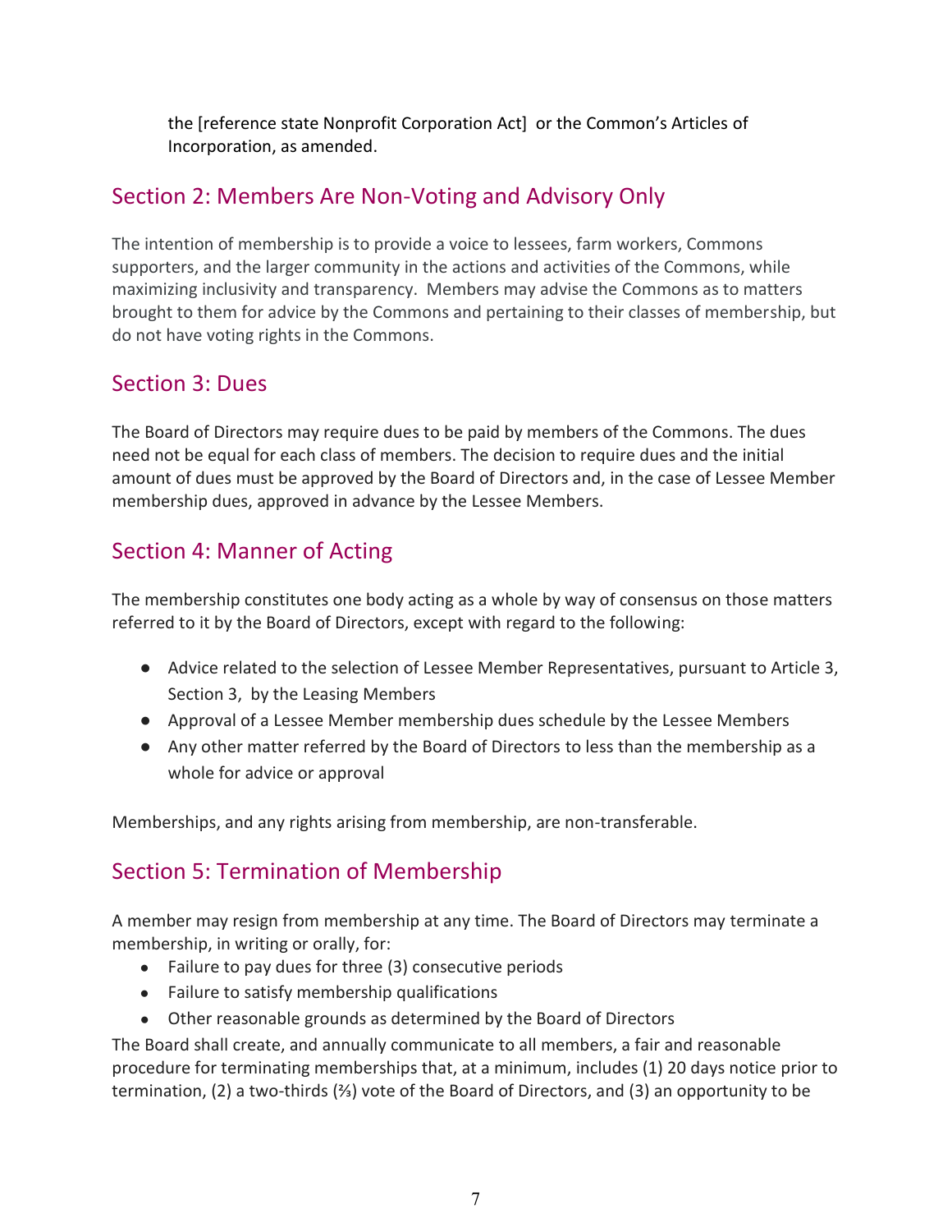the [reference state Nonprofit Corporation Act]  or the Common's Articles of Incorporation, as amended.

## Section 2: Members Are Non-Voting and Advisory Only

The intention of membership is to provide a voice to lessees, farm workers, Commons supporters, and the larger community in the actions and activities of the Commons, while maximizing inclusivity and transparency.  Members may advise the Commons as to matters brought to them for advice by the Commons and pertaining to their classes of membership, but do not have voting rights in the Commons.

## Section 3: Dues

The Board of Directors may require dues to be paid by members of the Commons. The dues need not be equal for each class of members. The decision to require dues and the initial amount of dues must be approved by the Board of Directors and, in the case of Lessee Member membership dues, approved in advance by the Lessee Members.

## Section 4: Manner of Acting

The membership constitutes one body acting as a whole by way of consensus on those matters referred to it by the Board of Directors, except with regard to the following:

- Advice related to the selection of Lessee Member Representatives, pursuant to Article 3, Section 3,  by the Leasing Members
- Approval of a Lessee Member membership dues schedule by the Lessee Members
- Any other matter referred by the Board of Directors to less than the membership as a whole for advice or approval

Memberships, and any rights arising from membership, are non-transferable.

## Section 5: Termination of Membership

A member may resign from membership at any time. The Board of Directors may terminate a membership, in writing or orally, for:

- Failure to pay dues for three (3) consecutive periods
- Failure to satisfy membership qualifications
- Other reasonable grounds as determined by the Board of Directors

The Board shall create, and annually communicate to all members, a fair and reasonable procedure for terminating memberships that, at a minimum, includes (1) 20 days notice prior to termination, (2) a two-thirds (⅔) vote of the Board of Directors, and (3) an opportunity to be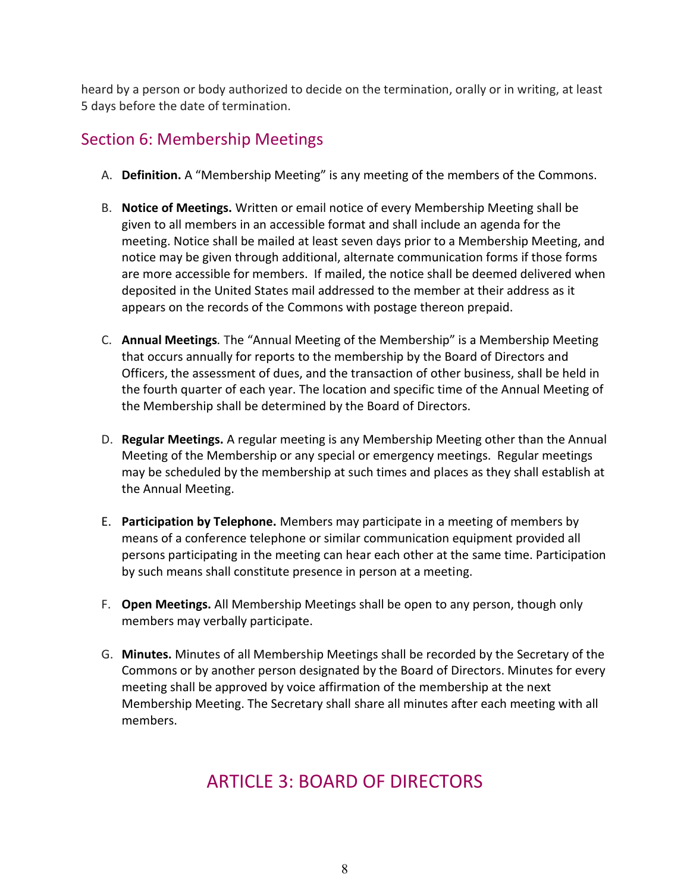heard by a person or body authorized to decide on the termination, orally or in writing, at least 5 days before the date of termination.

## Section 6: Membership Meetings

A. **Definition.** A "Membership Meeting" is any meeting of the members of the Commons.

B. **Notice of Meetings.** Written or email notice of every Membership Meeting shall be given to all members in an accessible format and shall include an agenda for the meeting. Notice shall be mailed at least seven days prior to a Membership Meeting, and notice may be given through additional, alternate communication forms if those forms are more accessible for members. If mailed, the notice shall be deemed delivered when deposited in the United States mail addressed to the member at their address as it appears on the records of the Commons with postage thereon prepaid.

C. **Annual Meetings***.* The "Annual Meeting of the Membership" is a Membership Meeting that occurs annually for reports to the membership by the Board of Directors and Officers, the assessment of dues, and the transaction of other business, shall be held in the fourth quarter of each year. The location and specific time of the Annual Meeting of the Membership shall be determined by the Board of Directors.

D. **Regular Meetings.** A regular meeting is any Membership Meeting other than the Annual Meeting of the Membership or any special or emergency meetings. Regular meetings may be scheduled by the membership at such times and places as they shall establish at the Annual Meeting.

E. **Participation by Telephone.** Members may participate in a meeting of members by means of a conference telephone or similar communication equipment provided all persons participating in the meeting can hear each other at the same time. Participation by such means shall constitute presence in person at a meeting.

F. **Open Meetings.** All Membership Meetings shall be open to any person, though only members may verbally participate.

G. **Minutes.** Minutes of all Membership Meetings shall be recorded by the Secretary of the Commons or by another person designated by the Board of Directors. Minutes for every meeting shall be approved by voice affirmation of the membership at the next Membership Meeting. The Secretary shall share all minutes after each meeting with all members.

# ARTICLE 3: BOARD OF DIRECTORS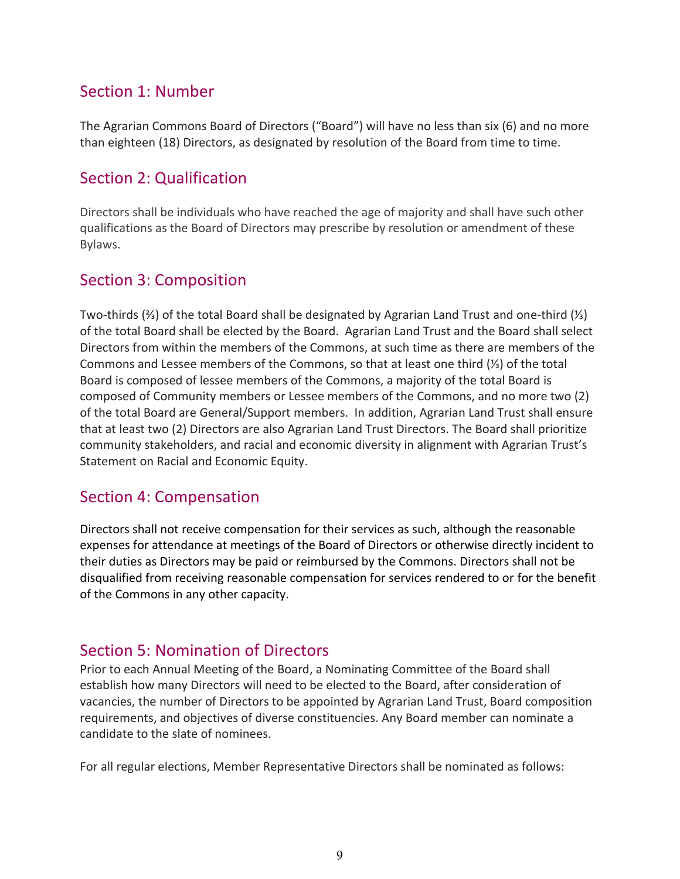## Section 1: Number

The Agrarian Commons Board of Directors ("Board") will have no less than six (6) and no more than eighteen (18) Directors, as designated by resolution of the Board from time to time.

## Section 2: Qualification

Directors shall be individuals who have reached the age of majority and shall have such other qualifications as the Board of Directors may prescribe by resolution or amendment of these Bylaws.

## Section 3: Composition

Two-thirds (⅔) of the total Board shall be designated by Agrarian Land Trust and one-third (⅓) of the total Board shall be elected by the Board. Agrarian Land Trust and the Board shall select Directors from within the members of the Commons, at such time as there are members of the Commons and Lessee members of the Commons, so that at least one third (⅓) of the total Board is composed of lessee members of the Commons, a majority of the total Board is composed of Community members or Lessee members of the Commons, and no more two (2) of the total Board are General/Support members. In addition, Agrarian Land Trust shall ensure that at least two (2) Directors are also Agrarian Land Trust Directors. The Board shall prioritize community stakeholders, and racial and economic diversity in alignment with Agrarian Trust's Statement on Racial and Economic Equity.

## Section 4: Compensation

Directors shall not receive compensation for their services as such, although the reasonable expenses for attendance at meetings of the Board of Directors or otherwise directly incident to their duties as Directors may be paid or reimbursed by the Commons. Directors shall not be disqualified from receiving reasonable compensation for services rendered to or for the benefit of the Commons in any other capacity.

## Section 5: Nomination of Directors

Prior to each Annual Meeting of the Board, a Nominating Committee of the Board shall establish how many Directors will need to be elected to the Board, after consideration of vacancies, the number of Directors to be appointed by Agrarian Land Trust, Board composition requirements, and objectives of diverse constituencies. Any Board member can nominate a candidate to the slate of nominees.

For all regular elections, Member Representative Directors shall be nominated as follows: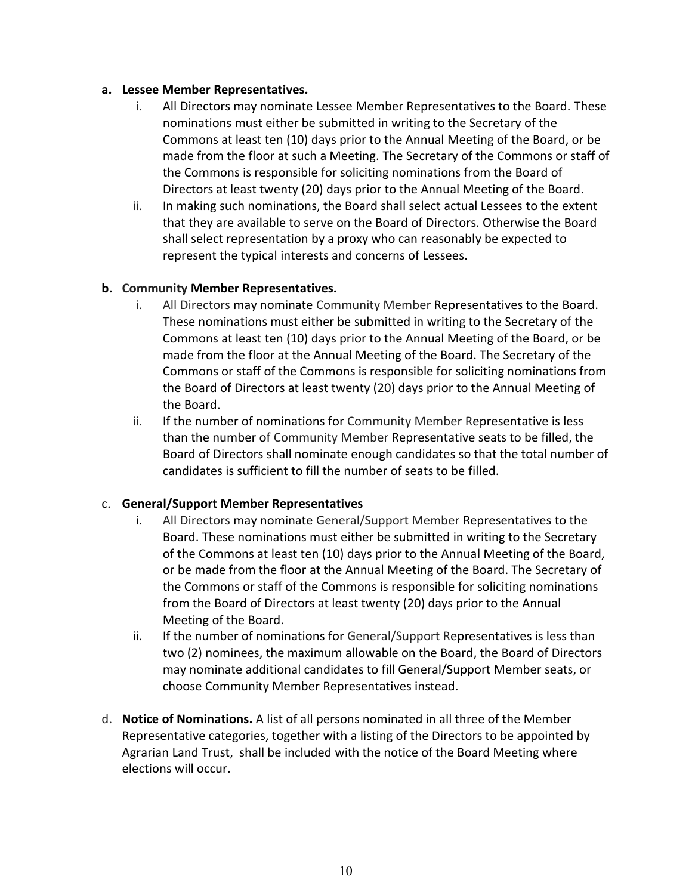**a. Lessee Member Representatives.**

i. All Directors may nominate Lessee Member Representatives to the Board. These nominations must either be submitted in writing to the Secretary of the Commons at least ten (10) days prior to the Annual Meeting of the Board, or be made from the floor at such a Meeting. The Secretary of the Commons or staff of the Commons is responsible for soliciting nominations from the Board of Directors at least twenty (20) days prior to the Annual Meeting of the Board.

ii. In making such nominations, the Board shall select actual Lessees to the extent that they are available to serve on the Board of Directors. Otherwise the Board shall select representation by a proxy who can reasonably be expected to represent the typical interests and concerns of Lessees.

**b. Community Member Representatives.**

i. All Directors may nominate Community Member Representatives to the Board. These nominations must either be submitted in writing to the Secretary of the Commons at least ten (10) days prior to the Annual Meeting of the Board, or be made from the floor at the Annual Meeting of the Board. The Secretary of the Commons or staff of the Commons is responsible for soliciting nominations from the Board of Directors at least twenty (20) days prior to the Annual Meeting of the Board.

ii. If the number of nominations for Community Member Representative is less than the number of Community Member Representative seats to be filled, the Board of Directors shall nominate enough candidates so that the total number of candidates is sufficient to fill the number of seats to be filled.

c. **General/Support Member Representatives**

i. All Directors may nominate General/Support Member Representatives to the Board. These nominations must either be submitted in writing to the Secretary of the Commons at least ten (10) days prior to the Annual Meeting of the Board, or be made from the floor at the Annual Meeting of the Board. The Secretary of the Commons or staff of the Commons is responsible for soliciting nominations from the Board of Directors at least twenty (20) days prior to the Annual Meeting of the Board.

ii. If the number of nominations for General/Support Representatives is less than two (2) nominees, the maximum allowable on the Board, the Board of Directors may nominate additional candidates to fill General/Support Member seats, or choose Community Member Representatives instead.

d. **Notice of Nominations.** A list of all persons nominated in all three of the Member Representative categories, together with a listing of the Directors to be appointed by Agrarian Land Trust, shall be included with the notice of the Board Meeting where elections will occur.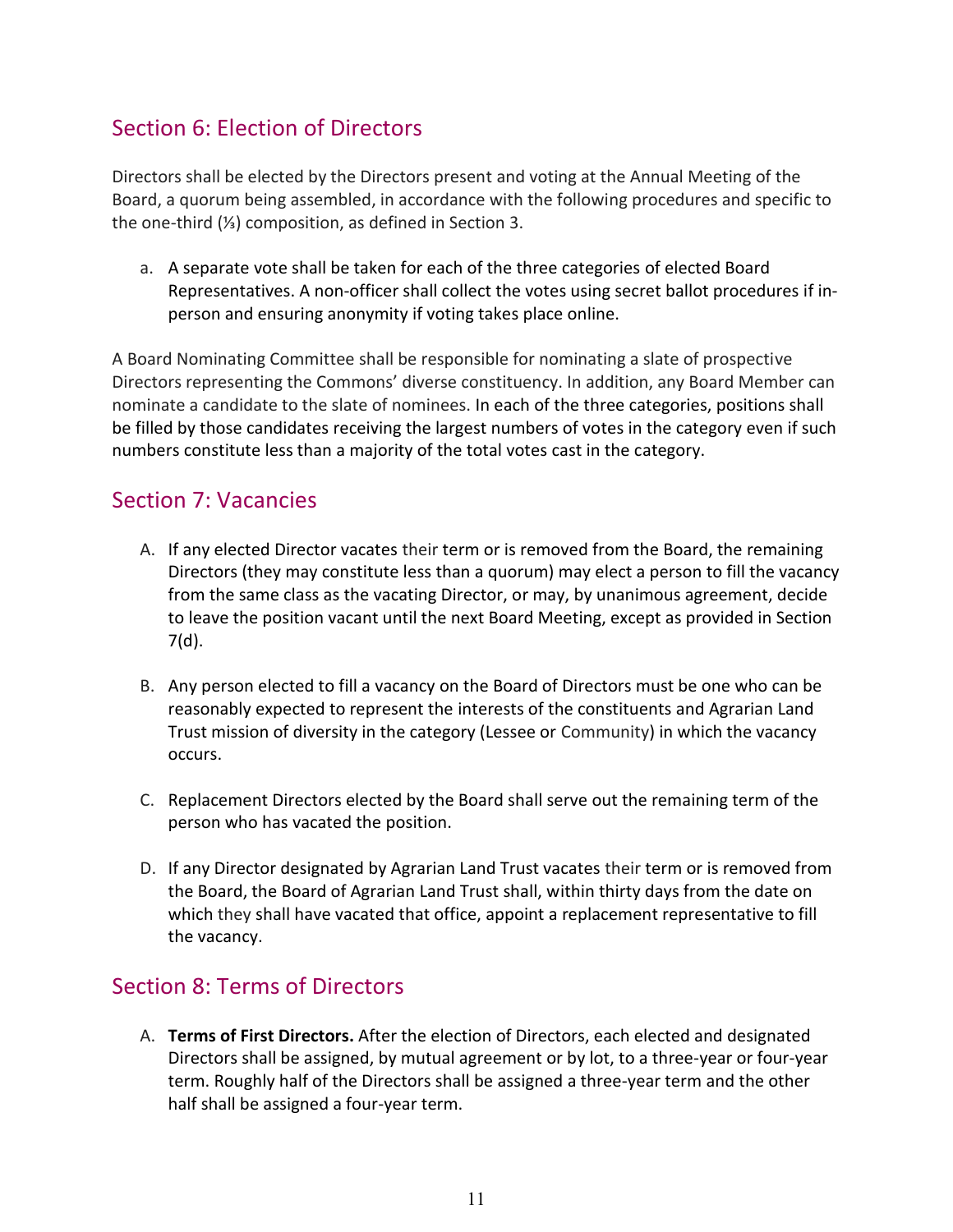## Section 6: Election of Directors

Directors shall be elected by the Directors present and voting at the Annual Meeting of the Board, a quorum being assembled, in accordance with the following procedures and specific to the one-third (⅓) composition, as defined in Section 3.

a. A separate vote shall be taken for each of the three categories of elected Board Representatives. A non-officer shall collect the votes using secret ballot procedures if in-person and ensuring anonymity if voting takes place online.

A Board Nominating Committee shall be responsible for nominating a slate of prospective Directors representing the Commons' diverse constituency. In addition, any Board Member can nominate a candidate to the slate of nominees. In each of the three categories, positions shall be filled by those candidates receiving the largest numbers of votes in the category even if such numbers constitute less than a majority of the total votes cast in the category.

## Section 7: Vacancies

A. If any elected Director vacates their term or is removed from the Board, the remaining Directors (they may constitute less than a quorum) may elect a person to fill the vacancy from the same class as the vacating Director, or may, by unanimous agreement, decide to leave the position vacant until the next Board Meeting, except as provided in Section 7(d).

B. Any person elected to fill a vacancy on the Board of Directors must be one who can be reasonably expected to represent the interests of the constituents and Agrarian Land Trust mission of diversity in the category (Lessee or Community) in which the vacancy occurs.

C. Replacement Directors elected by the Board shall serve out the remaining term of the person who has vacated the position.

D. If any Director designated by Agrarian Land Trust vacates their term or is removed from the Board, the Board of Agrarian Land Trust shall, within thirty days from the date on which they shall have vacated that office, appoint a replacement representative to fill the vacancy.

## Section 8: Terms of Directors

A. **Terms of First Directors.** After the election of Directors, each elected and designated Directors shall be assigned, by mutual agreement or by lot, to a three-year or four-year term. Roughly half of the Directors shall be assigned a three-year term and the other half shall be assigned a four-year term.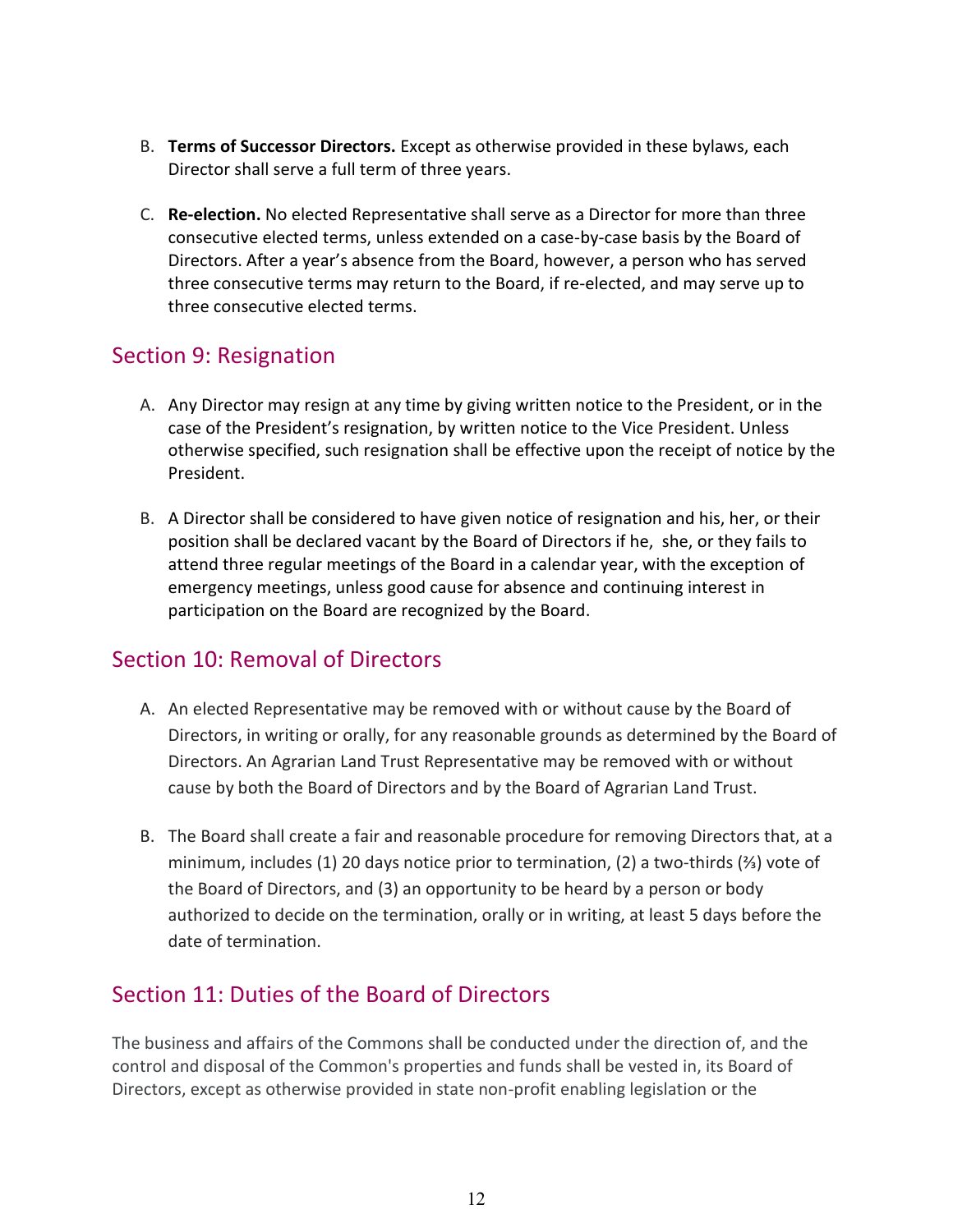B. **Terms of Successor Directors.** Except as otherwise provided in these bylaws, each Director shall serve a full term of three years.

C. **Re-election.** No elected Representative shall serve as a Director for more than three consecutive elected terms, unless extended on a case-by-case basis by the Board of Directors. After a year's absence from the Board, however, a person who has served three consecutive terms may return to the Board, if re-elected, and may serve up to three consecutive elected terms.

## Section 9: Resignation

A. Any Director may resign at any time by giving written notice to the President, or in the case of the President's resignation, by written notice to the Vice President. Unless otherwise specified, such resignation shall be effective upon the receipt of notice by the President.

B. A Director shall be considered to have given notice of resignation and his, her, or their position shall be declared vacant by the Board of Directors if he, she, or they fails to attend three regular meetings of the Board in a calendar year, with the exception of emergency meetings, unless good cause for absence and continuing interest in participation on the Board are recognized by the Board.

## Section 10: Removal of Directors

A. An elected Representative may be removed with or without cause by the Board of Directors, in writing or orally, for any reasonable grounds as determined by the Board of Directors. An Agrarian Land Trust Representative may be removed with or without cause by both the Board of Directors and by the Board of Agrarian Land Trust.

B. The Board shall create a fair and reasonable procedure for removing Directors that, at a minimum, includes (1) 20 days notice prior to termination, (2) a two-thirds (⅔) vote of the Board of Directors, and (3) an opportunity to be heard by a person or body authorized to decide on the termination, orally or in writing, at least 5 days before the date of termination.

## Section 11: Duties of the Board of Directors

The business and affairs of the Commons shall be conducted under the direction of, and the control and disposal of the Common's properties and funds shall be vested in, its Board of Directors, except as otherwise provided in state non-profit enabling legislation or the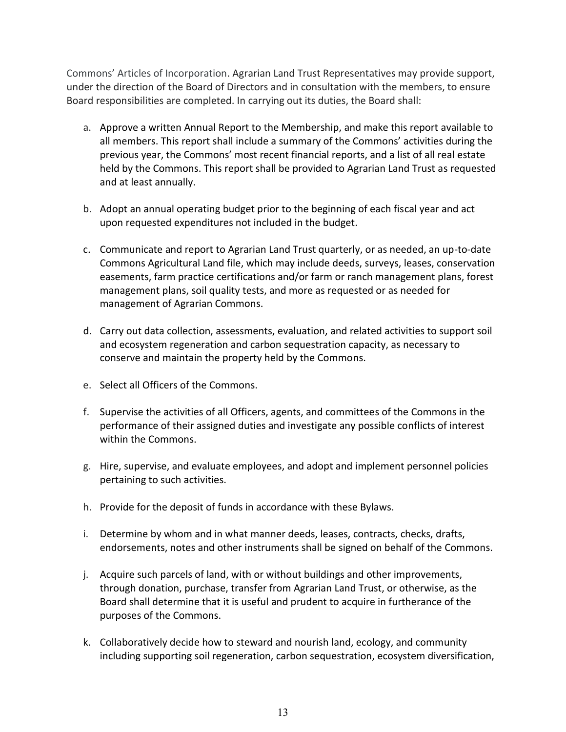Commons' Articles of Incorporation. Agrarian Land Trust Representatives may provide support, under the direction of the Board of Directors and in consultation with the members, to ensure Board responsibilities are completed. In carrying out its duties, the Board shall:

a. Approve a written Annual Report to the Membership, and make this report available to all members. This report shall include a summary of the Commons' activities during the previous year, the Commons' most recent financial reports, and a list of all real estate held by the Commons. This report shall be provided to Agrarian Land Trust as requested and at least annually.

b. Adopt an annual operating budget prior to the beginning of each fiscal year and act upon requested expenditures not included in the budget.

c. Communicate and report to Agrarian Land Trust quarterly, or as needed, an up-to-date Commons Agricultural Land file, which may include deeds, surveys, leases, conservation easements, farm practice certifications and/or farm or ranch management plans, forest management plans, soil quality tests, and more as requested or as needed for management of Agrarian Commons.

d. Carry out data collection, assessments, evaluation, and related activities to support soil and ecosystem regeneration and carbon sequestration capacity, as necessary to conserve and maintain the property held by the Commons.

e. Select all Officers of the Commons.

f. Supervise the activities of all Officers, agents, and committees of the Commons in the performance of their assigned duties and investigate any possible conflicts of interest within the Commons.

g. Hire, supervise, and evaluate employees, and adopt and implement personnel policies pertaining to such activities.

h. Provide for the deposit of funds in accordance with these Bylaws.

i. Determine by whom and in what manner deeds, leases, contracts, checks, drafts, endorsements, notes and other instruments shall be signed on behalf of the Commons.

j. Acquire such parcels of land, with or without buildings and other improvements, through donation, purchase, transfer from Agrarian Land Trust, or otherwise, as the Board shall determine that it is useful and prudent to acquire in furtherance of the purposes of the Commons.

k. Collaboratively decide how to steward and nourish land, ecology, and community including supporting soil regeneration, carbon sequestration, ecosystem diversification,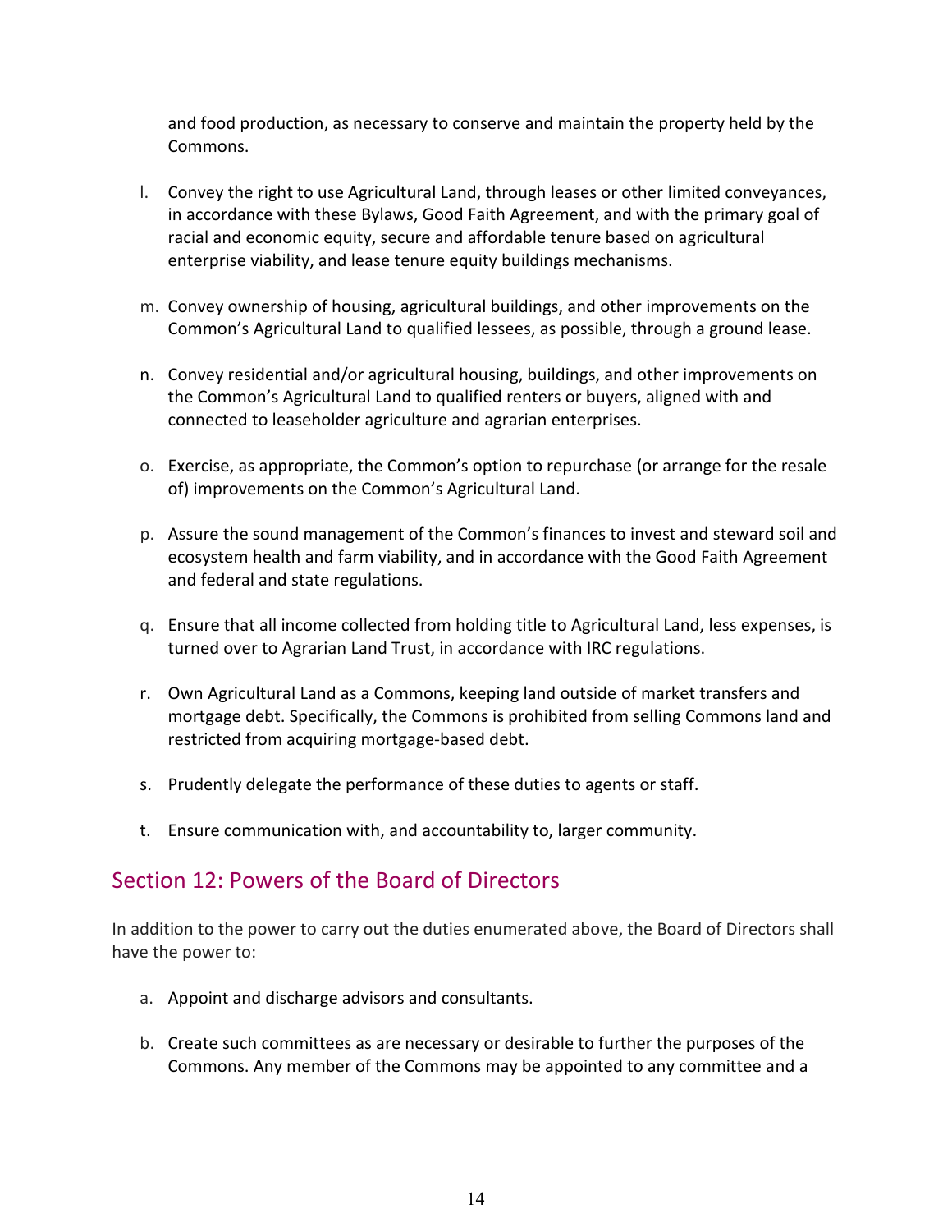and food production, as necessary to conserve and maintain the property held by the Commons.

l. Convey the right to use Agricultural Land, through leases or other limited conveyances, in accordance with these Bylaws, Good Faith Agreement, and with the primary goal of racial and economic equity, secure and affordable tenure based on agricultural enterprise viability, and lease tenure equity buildings mechanisms.

m. Convey ownership of housing, agricultural buildings, and other improvements on the Common's Agricultural Land to qualified lessees, as possible, through a ground lease.

n. Convey residential and/or agricultural housing, buildings, and other improvements on the Common's Agricultural Land to qualified renters or buyers, aligned with and connected to leaseholder agriculture and agrarian enterprises.

o. Exercise, as appropriate, the Common's option to repurchase (or arrange for the resale of) improvements on the Common's Agricultural Land.

p. Assure the sound management of the Common's finances to invest and steward soil and ecosystem health and farm viability, and in accordance with the Good Faith Agreement and federal and state regulations.

q. Ensure that all income collected from holding title to Agricultural Land, less expenses, is turned over to Agrarian Land Trust, in accordance with IRC regulations.

r. Own Agricultural Land as a Commons, keeping land outside of market transfers and mortgage debt. Specifically, the Commons is prohibited from selling Commons land and restricted from acquiring mortgage-based debt.

s. Prudently delegate the performance of these duties to agents or staff.

t. Ensure communication with, and accountability to, larger community.

## Section 12: Powers of the Board of Directors

In addition to the power to carry out the duties enumerated above, the Board of Directors shall have the power to:

a. Appoint and discharge advisors and consultants.

b. Create such committees as are necessary or desirable to further the purposes of the Commons. Any member of the Commons may be appointed to any committee and a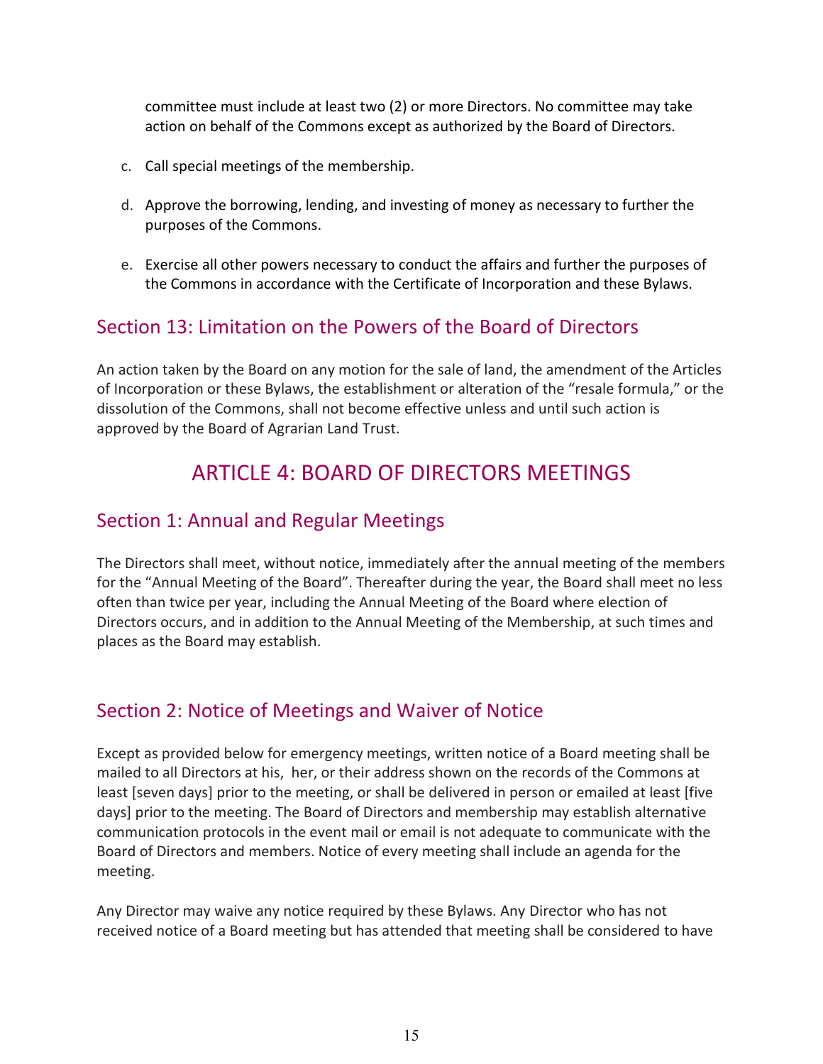committee must include at least two (2) or more Directors. No committee may take action on behalf of the Commons except as authorized by the Board of Directors.

c. Call special meetings of the membership.

d. Approve the borrowing, lending, and investing of money as necessary to further the purposes of the Commons.

e. Exercise all other powers necessary to conduct the affairs and further the purposes of the Commons in accordance with the Certificate of Incorporation and these Bylaws.

## Section 13: Limitation on the Powers of the Board of Directors

An action taken by the Board on any motion for the sale of land, the amendment of the Articles of Incorporation or these Bylaws, the establishment or alteration of the "resale formula," or the dissolution of the Commons, shall not become effective unless and until such action is approved by the Board of Agrarian Land Trust.

# ARTICLE 4: BOARD OF DIRECTORS MEETINGS

## Section 1: Annual and Regular Meetings

The Directors shall meet, without notice, immediately after the annual meeting of the members for the "Annual Meeting of the Board". Thereafter during the year, the Board shall meet no less often than twice per year, including the Annual Meeting of the Board where election of Directors occurs, and in addition to the Annual Meeting of the Membership, at such times and places as the Board may establish.

## Section 2: Notice of Meetings and Waiver of Notice

Except as provided below for emergency meetings, written notice of a Board meeting shall be mailed to all Directors at his, her, or their address shown on the records of the Commons at least [seven days] prior to the meeting, or shall be delivered in person or emailed at least [five days] prior to the meeting. The Board of Directors and membership may establish alternative communication protocols in the event mail or email is not adequate to communicate with the Board of Directors and members. Notice of every meeting shall include an agenda for the meeting.

Any Director may waive any notice required by these Bylaws. Any Director who has not received notice of a Board meeting but has attended that meeting shall be considered to have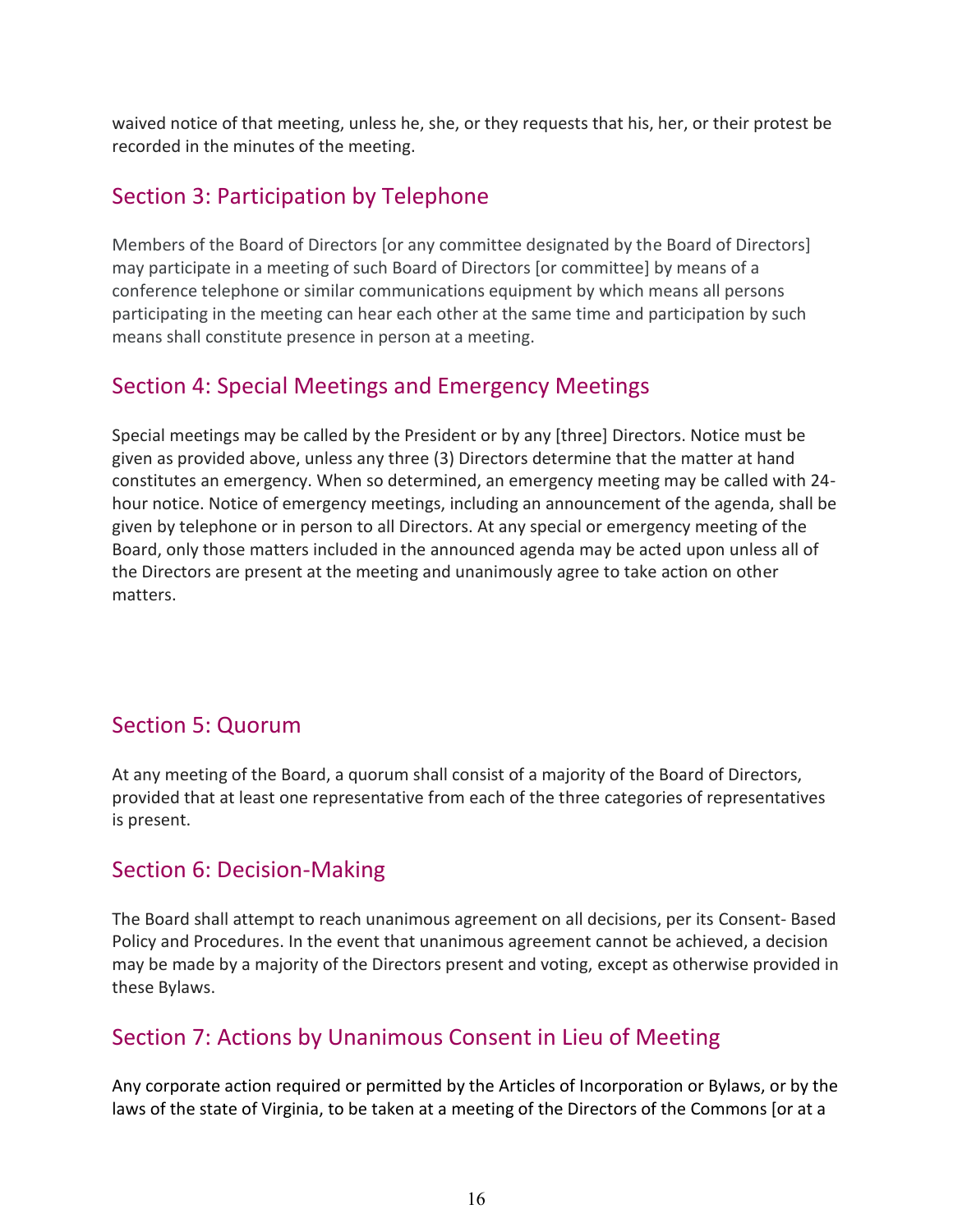waived notice of that meeting, unless he, she, or they requests that his, her, or their protest be recorded in the minutes of the meeting.

## Section 3: Participation by Telephone

Members of the Board of Directors [or any committee designated by the Board of Directors] may participate in a meeting of such Board of Directors [or committee] by means of a conference telephone or similar communications equipment by which means all persons participating in the meeting can hear each other at the same time and participation by such means shall constitute presence in person at a meeting.

## Section 4: Special Meetings and Emergency Meetings

Special meetings may be called by the President or by any [three] Directors. Notice must be given as provided above, unless any three (3) Directors determine that the matter at hand constitutes an emergency. When so determined, an emergency meeting may be called with 24-hour notice. Notice of emergency meetings, including an announcement of the agenda, shall be given by telephone or in person to all Directors. At any special or emergency meeting of the Board, only those matters included in the announced agenda may be acted upon unless all of the Directors are present at the meeting and unanimously agree to take action on other matters.

## Section 5: Quorum

At any meeting of the Board, a quorum shall consist of a majority of the Board of Directors, provided that at least one representative from each of the three categories of representatives is present.

## Section 6: Decision-Making

The Board shall attempt to reach unanimous agreement on all decisions, per its Consent- Based Policy and Procedures. In the event that unanimous agreement cannot be achieved, a decision may be made by a majority of the Directors present and voting, except as otherwise provided in these Bylaws.

## Section 7: Actions by Unanimous Consent in Lieu of Meeting

Any corporate action required or permitted by the Articles of Incorporation or Bylaws, or by the laws of the state of Virginia, to be taken at a meeting of the Directors of the Commons [or at a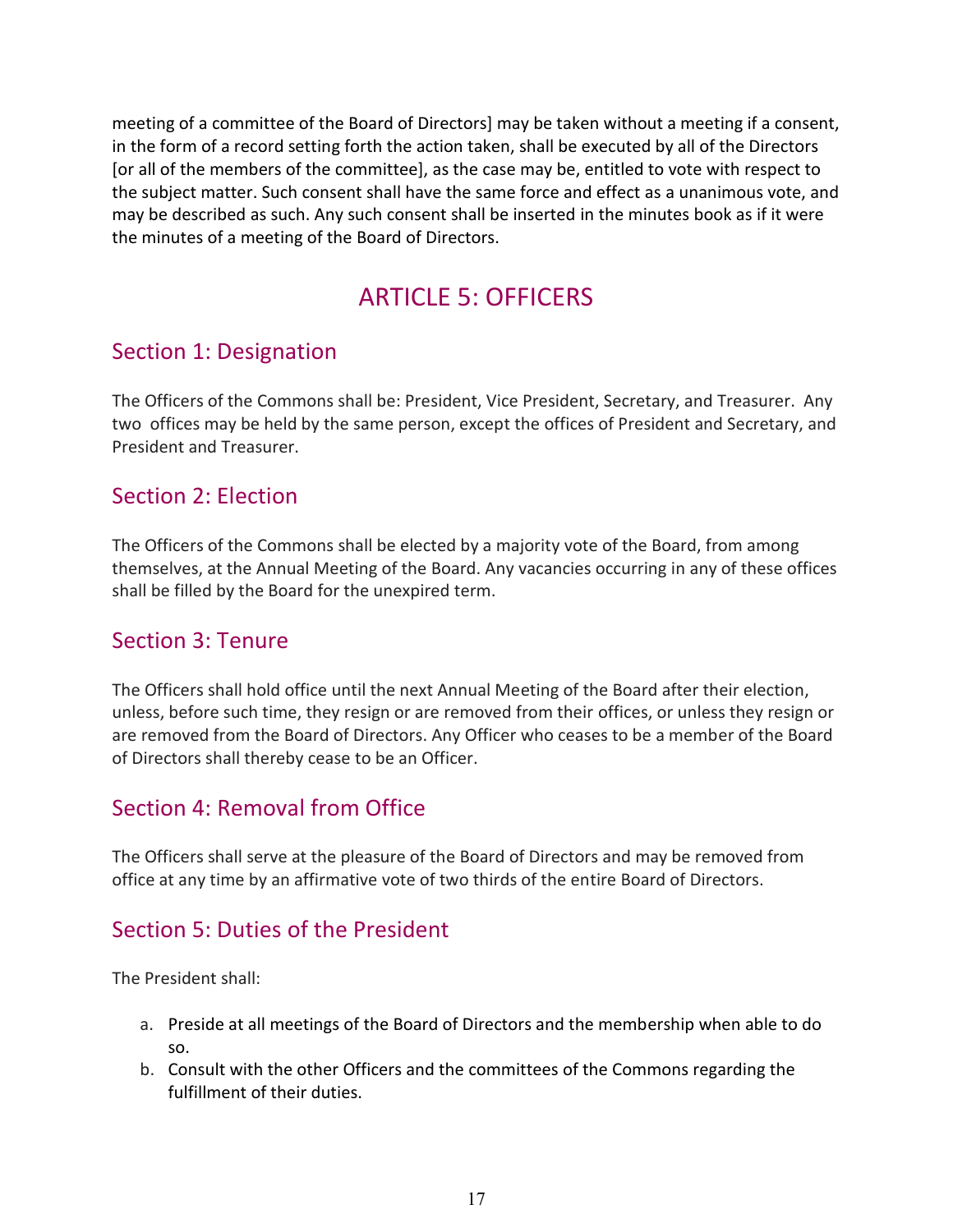meeting of a committee of the Board of Directors] may be taken without a meeting if a consent, in the form of a record setting forth the action taken, shall be executed by all of the Directors [or all of the members of the committee], as the case may be, entitled to vote with respect to the subject matter. Such consent shall have the same force and effect as a unanimous vote, and may be described as such. Any such consent shall be inserted in the minutes book as if it were the minutes of a meeting of the Board of Directors.

# ARTICLE 5: OFFICERS

## Section 1: Designation

The Officers of the Commons shall be: President, Vice President, Secretary, and Treasurer. Any two offices may be held by the same person, except the offices of President and Secretary, and President and Treasurer.

## Section 2: Election

The Officers of the Commons shall be elected by a majority vote of the Board, from among themselves, at the Annual Meeting of the Board. Any vacancies occurring in any of these offices shall be filled by the Board for the unexpired term.

## Section 3: Tenure

The Officers shall hold office until the next Annual Meeting of the Board after their election, unless, before such time, they resign or are removed from their offices, or unless they resign or are removed from the Board of Directors. Any Officer who ceases to be a member of the Board of Directors shall thereby cease to be an Officer.

## Section 4: Removal from Office

The Officers shall serve at the pleasure of the Board of Directors and may be removed from office at any time by an affirmative vote of two thirds of the entire Board of Directors.

## Section 5: Duties of the President

The President shall:

a. Preside at all meetings of the Board of Directors and the membership when able to do so.
b. Consult with the other Officers and the committees of the Commons regarding the fulfillment of their duties.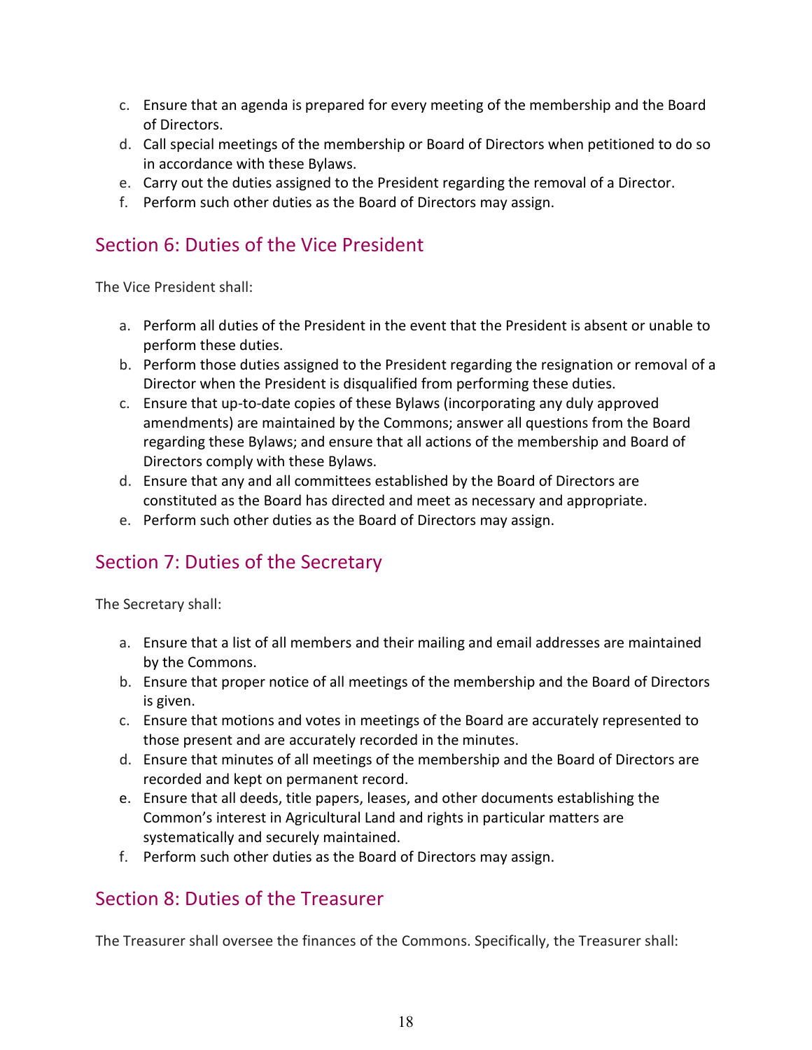c. Ensure that an agenda is prepared for every meeting of the membership and the Board of Directors.
d. Call special meetings of the membership or Board of Directors when petitioned to do so in accordance with these Bylaws.
e. Carry out the duties assigned to the President regarding the removal of a Director.
f. Perform such other duties as the Board of Directors may assign.

## Section 6: Duties of the Vice President

The Vice President shall:

a. Perform all duties of the President in the event that the President is absent or unable to perform these duties.
b. Perform those duties assigned to the President regarding the resignation or removal of a Director when the President is disqualified from performing these duties.
c. Ensure that up-to-date copies of these Bylaws (incorporating any duly approved amendments) are maintained by the Commons; answer all questions from the Board regarding these Bylaws; and ensure that all actions of the membership and Board of Directors comply with these Bylaws.
d. Ensure that any and all committees established by the Board of Directors are constituted as the Board has directed and meet as necessary and appropriate.
e. Perform such other duties as the Board of Directors may assign.

## Section 7: Duties of the Secretary

The Secretary shall:

a. Ensure that a list of all members and their mailing and email addresses are maintained by the Commons.
b. Ensure that proper notice of all meetings of the membership and the Board of Directors is given.
c. Ensure that motions and votes in meetings of the Board are accurately represented to those present and are accurately recorded in the minutes.
d. Ensure that minutes of all meetings of the membership and the Board of Directors are recorded and kept on permanent record.
e. Ensure that all deeds, title papers, leases, and other documents establishing the Common's interest in Agricultural Land and rights in particular matters are systematically and securely maintained.
f. Perform such other duties as the Board of Directors may assign.

## Section 8: Duties of the Treasurer

The Treasurer shall oversee the finances of the Commons. Specifically, the Treasurer shall: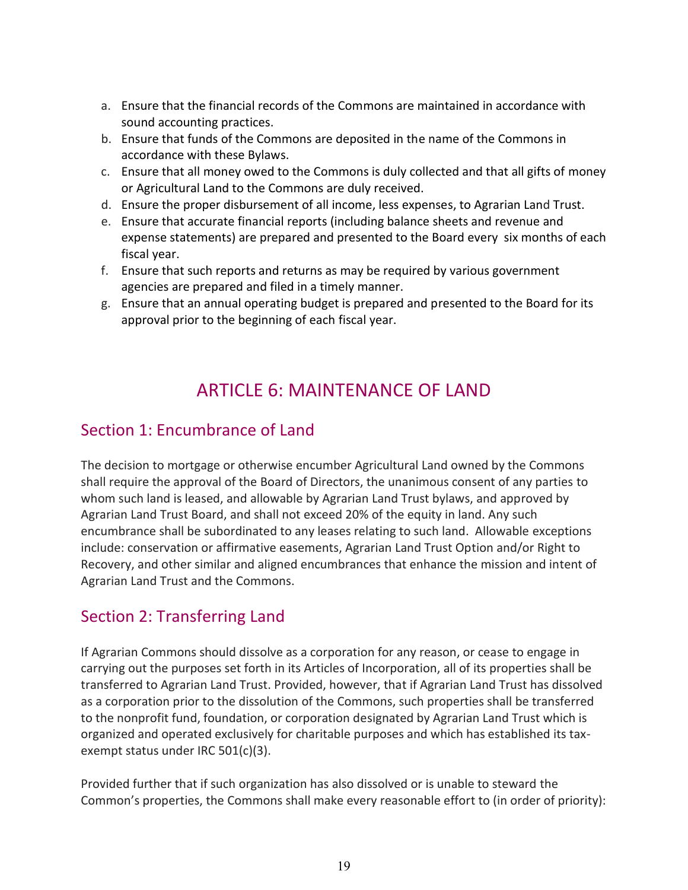a. Ensure that the financial records of the Commons are maintained in accordance with sound accounting practices.
b. Ensure that funds of the Commons are deposited in the name of the Commons in accordance with these Bylaws.
c. Ensure that all money owed to the Commons is duly collected and that all gifts of money or Agricultural Land to the Commons are duly received.
d. Ensure the proper disbursement of all income, less expenses, to Agrarian Land Trust.
e. Ensure that accurate financial reports (including balance sheets and revenue and expense statements) are prepared and presented to the Board every six months of each fiscal year.
f. Ensure that such reports and returns as may be required by various government agencies are prepared and filed in a timely manner.
g. Ensure that an annual operating budget is prepared and presented to the Board for its approval prior to the beginning of each fiscal year.

# ARTICLE 6: MAINTENANCE OF LAND

## Section 1: Encumbrance of Land

The decision to mortgage or otherwise encumber Agricultural Land owned by the Commons shall require the approval of the Board of Directors, the unanimous consent of any parties to whom such land is leased, and allowable by Agrarian Land Trust bylaws, and approved by Agrarian Land Trust Board, and shall not exceed 20% of the equity in land. Any such encumbrance shall be subordinated to any leases relating to such land. Allowable exceptions include: conservation or affirmative easements, Agrarian Land Trust Option and/or Right to Recovery, and other similar and aligned encumbrances that enhance the mission and intent of Agrarian Land Trust and the Commons.

## Section 2: Transferring Land

If Agrarian Commons should dissolve as a corporation for any reason, or cease to engage in carrying out the purposes set forth in its Articles of Incorporation, all of its properties shall be transferred to Agrarian Land Trust. Provided, however, that if Agrarian Land Trust has dissolved as a corporation prior to the dissolution of the Commons, such properties shall be transferred to the nonprofit fund, foundation, or corporation designated by Agrarian Land Trust which is organized and operated exclusively for charitable purposes and which has established its tax-exempt status under IRC 501(c)(3).

Provided further that if such organization has also dissolved or is unable to steward the Common's properties, the Commons shall make every reasonable effort to (in order of priority):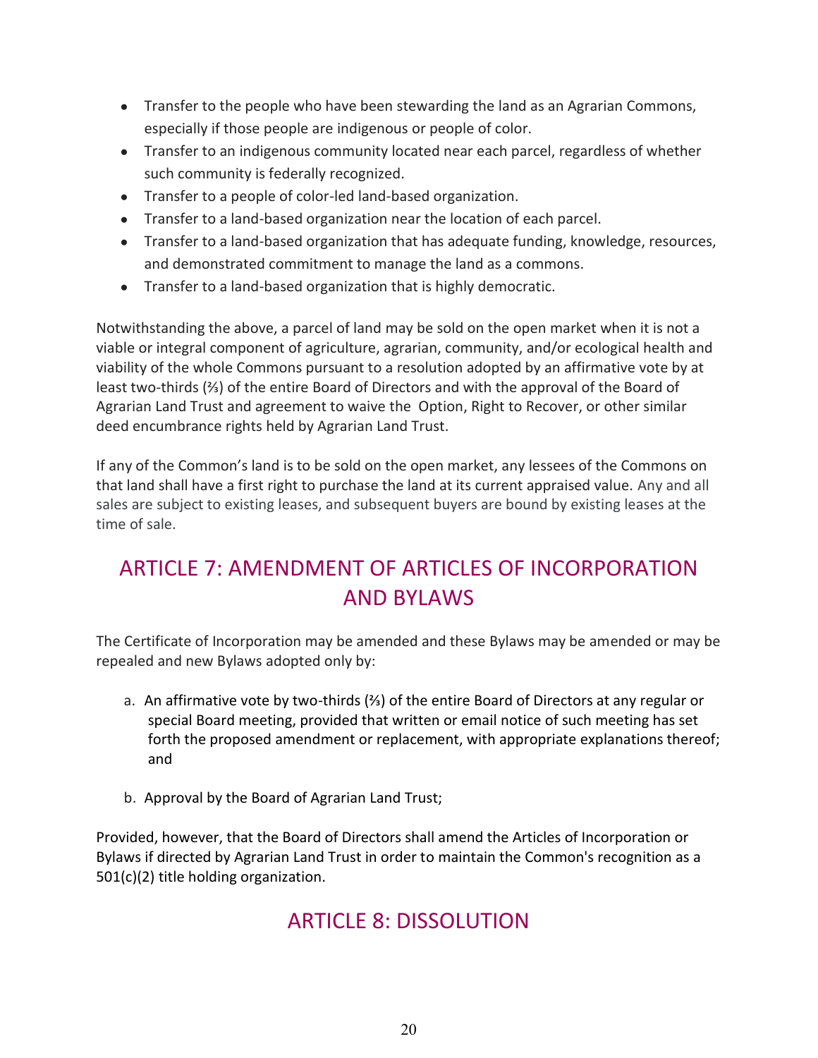- Transfer to the people who have been stewarding the land as an Agrarian Commons, especially if those people are indigenous or people of color.
- Transfer to an indigenous community located near each parcel, regardless of whether such community is federally recognized.
- Transfer to a people of color-led land-based organization.
- Transfer to a land-based organization near the location of each parcel.
- Transfer to a land-based organization that has adequate funding, knowledge, resources, and demonstrated commitment to manage the land as a commons.
- Transfer to a land-based organization that is highly democratic.

Notwithstanding the above, a parcel of land may be sold on the open market when it is not a viable or integral component of agriculture, agrarian, community, and/or ecological health and viability of the whole Commons pursuant to a resolution adopted by an affirmative vote by at least two-thirds (⅔) of the entire Board of Directors and with the approval of the Board of Agrarian Land Trust and agreement to waive the Option, Right to Recover, or other similar deed encumbrance rights held by Agrarian Land Trust.

If any of the Common's land is to be sold on the open market, any lessees of the Commons on that land shall have a first right to purchase the land at its current appraised value. Any and all sales are subject to existing leases, and subsequent buyers are bound by existing leases at the time of sale.

## ARTICLE 7: AMENDMENT OF ARTICLES OF INCORPORATION AND BYLAWS

The Certificate of Incorporation may be amended and these Bylaws may be amended or may be repealed and new Bylaws adopted only by:

a. An affirmative vote by two-thirds (⅔) of the entire Board of Directors at any regular or special Board meeting, provided that written or email notice of such meeting has set forth the proposed amendment or replacement, with appropriate explanations thereof; and

b. Approval by the Board of Agrarian Land Trust;

Provided, however, that the Board of Directors shall amend the Articles of Incorporation or Bylaws if directed by Agrarian Land Trust in order to maintain the Common's recognition as a 501(c)(2) title holding organization.

## ARTICLE 8: DISSOLUTION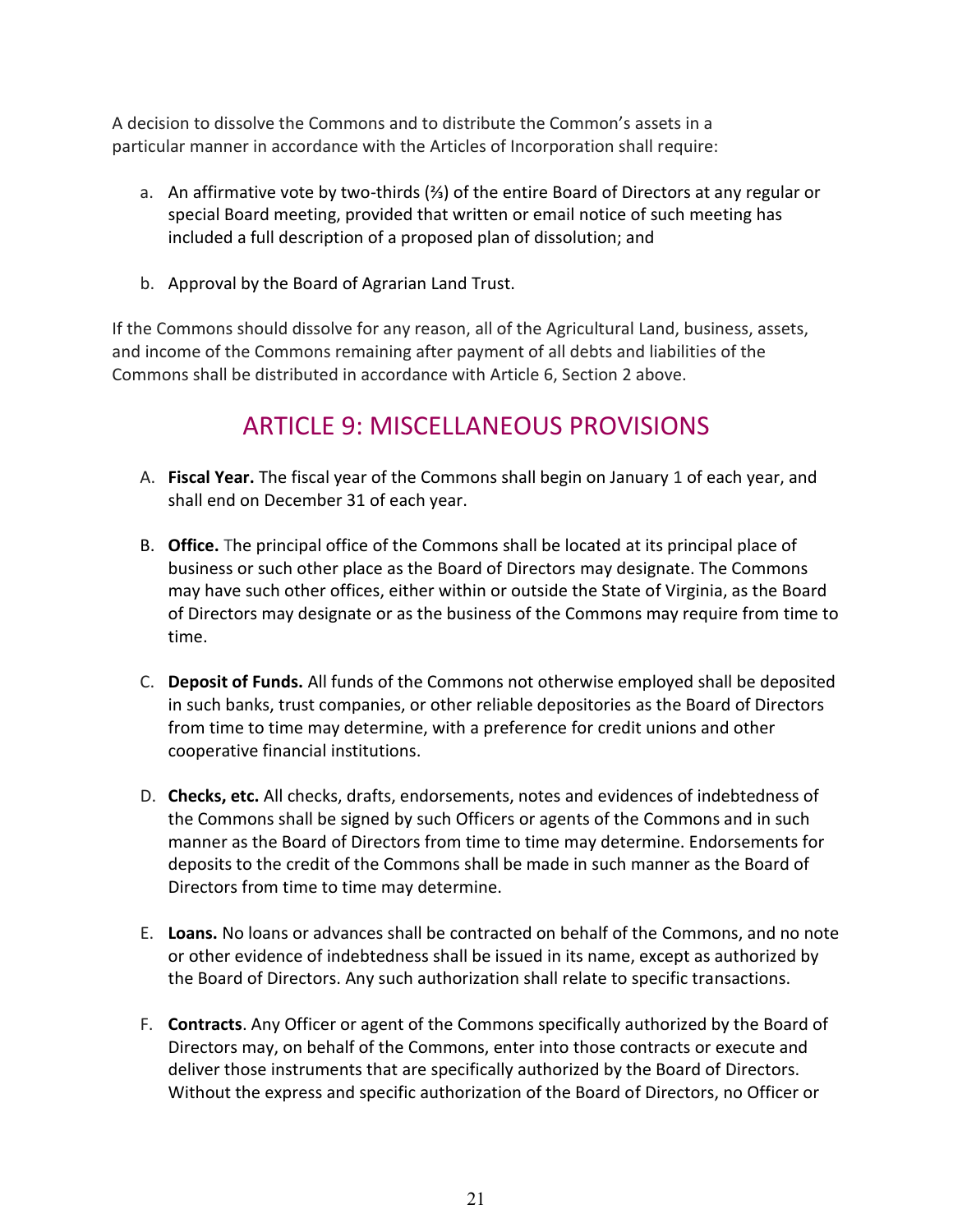A decision to dissolve the Commons and to distribute the Common's assets in a particular manner in accordance with the Articles of Incorporation shall require:

a. An affirmative vote by two-thirds (⅔) of the entire Board of Directors at any regular or special Board meeting, provided that written or email notice of such meeting has included a full description of a proposed plan of dissolution; and

b. Approval by the Board of Agrarian Land Trust.

If the Commons should dissolve for any reason, all of the Agricultural Land, business, assets, and income of the Commons remaining after payment of all debts and liabilities of the Commons shall be distributed in accordance with Article 6, Section 2 above.

## ARTICLE 9: MISCELLANEOUS PROVISIONS

A. **Fiscal Year.** The fiscal year of the Commons shall begin on January 1 of each year, and shall end on December 31 of each year.

B. **Office.** The principal office of the Commons shall be located at its principal place of business or such other place as the Board of Directors may designate. The Commons may have such other offices, either within or outside the State of Virginia, as the Board of Directors may designate or as the business of the Commons may require from time to time.

C. **Deposit of Funds.** All funds of the Commons not otherwise employed shall be deposited in such banks, trust companies, or other reliable depositories as the Board of Directors from time to time may determine, with a preference for credit unions and other cooperative financial institutions.

D. **Checks, etc.** All checks, drafts, endorsements, notes and evidences of indebtedness of the Commons shall be signed by such Officers or agents of the Commons and in such manner as the Board of Directors from time to time may determine. Endorsements for deposits to the credit of the Commons shall be made in such manner as the Board of Directors from time to time may determine.

E. **Loans.** No loans or advances shall be contracted on behalf of the Commons, and no note or other evidence of indebtedness shall be issued in its name, except as authorized by the Board of Directors. Any such authorization shall relate to specific transactions.

F. **Contracts**. Any Officer or agent of the Commons specifically authorized by the Board of Directors may, on behalf of the Commons, enter into those contracts or execute and deliver those instruments that are specifically authorized by the Board of Directors. Without the express and specific authorization of the Board of Directors, no Officer or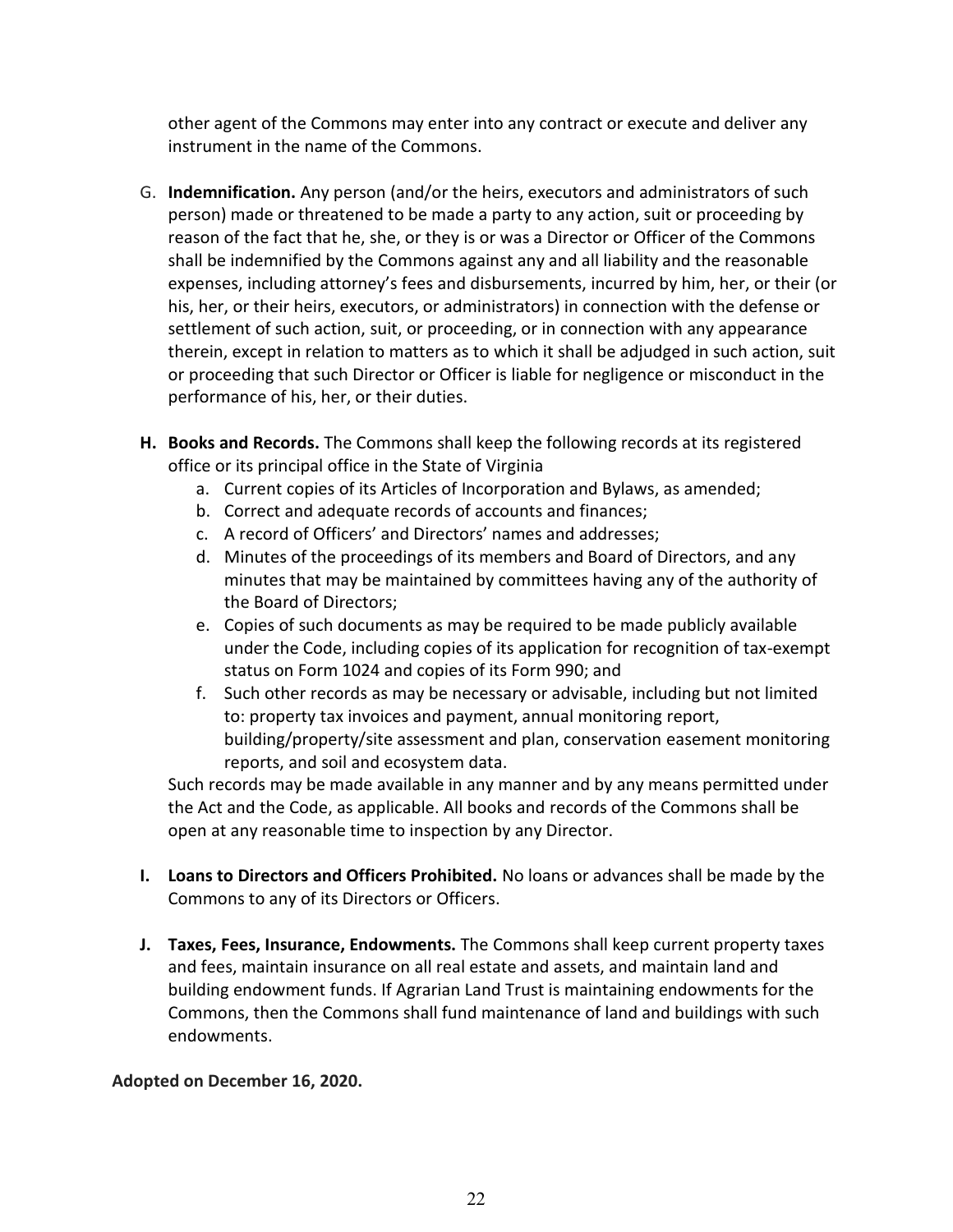other agent of the Commons may enter into any contract or execute and deliver any instrument in the name of the Commons.

G. **Indemnification.** Any person (and/or the heirs, executors and administrators of such person) made or threatened to be made a party to any action, suit or proceeding by reason of the fact that he, she, or they is or was a Director or Officer of the Commons shall be indemnified by the Commons against any and all liability and the reasonable expenses, including attorney's fees and disbursements, incurred by him, her, or their (or his, her, or their heirs, executors, or administrators) in connection with the defense or settlement of such action, suit, or proceeding, or in connection with any appearance therein, except in relation to matters as to which it shall be adjudged in such action, suit or proceeding that such Director or Officer is liable for negligence or misconduct in the performance of his, her, or their duties.

**H. Books and Records.** The Commons shall keep the following records at its registered office or its principal office in the State of Virginia

a. Current copies of its Articles of Incorporation and Bylaws, as amended;
b. Correct and adequate records of accounts and finances;
c. A record of Officers' and Directors' names and addresses;
d. Minutes of the proceedings of its members and Board of Directors, and any minutes that may be maintained by committees having any of the authority of the Board of Directors;
e. Copies of such documents as may be required to be made publicly available under the Code, including copies of its application for recognition of tax-exempt status on Form 1024 and copies of its Form 990; and
f. Such other records as may be necessary or advisable, including but not limited to: property tax invoices and payment, annual monitoring report, building/property/site assessment and plan, conservation easement monitoring reports, and soil and ecosystem data.

Such records may be made available in any manner and by any means permitted under the Act and the Code, as applicable. All books and records of the Commons shall be open at any reasonable time to inspection by any Director.

**I. Loans to Directors and Officers Prohibited.** No loans or advances shall be made by the Commons to any of its Directors or Officers.

**J. Taxes, Fees, Insurance, Endowments.** The Commons shall keep current property taxes and fees, maintain insurance on all real estate and assets, and maintain land and building endowment funds. If Agrarian Land Trust is maintaining endowments for the Commons, then the Commons shall fund maintenance of land and buildings with such endowments.

**Adopted on December 16, 2020.**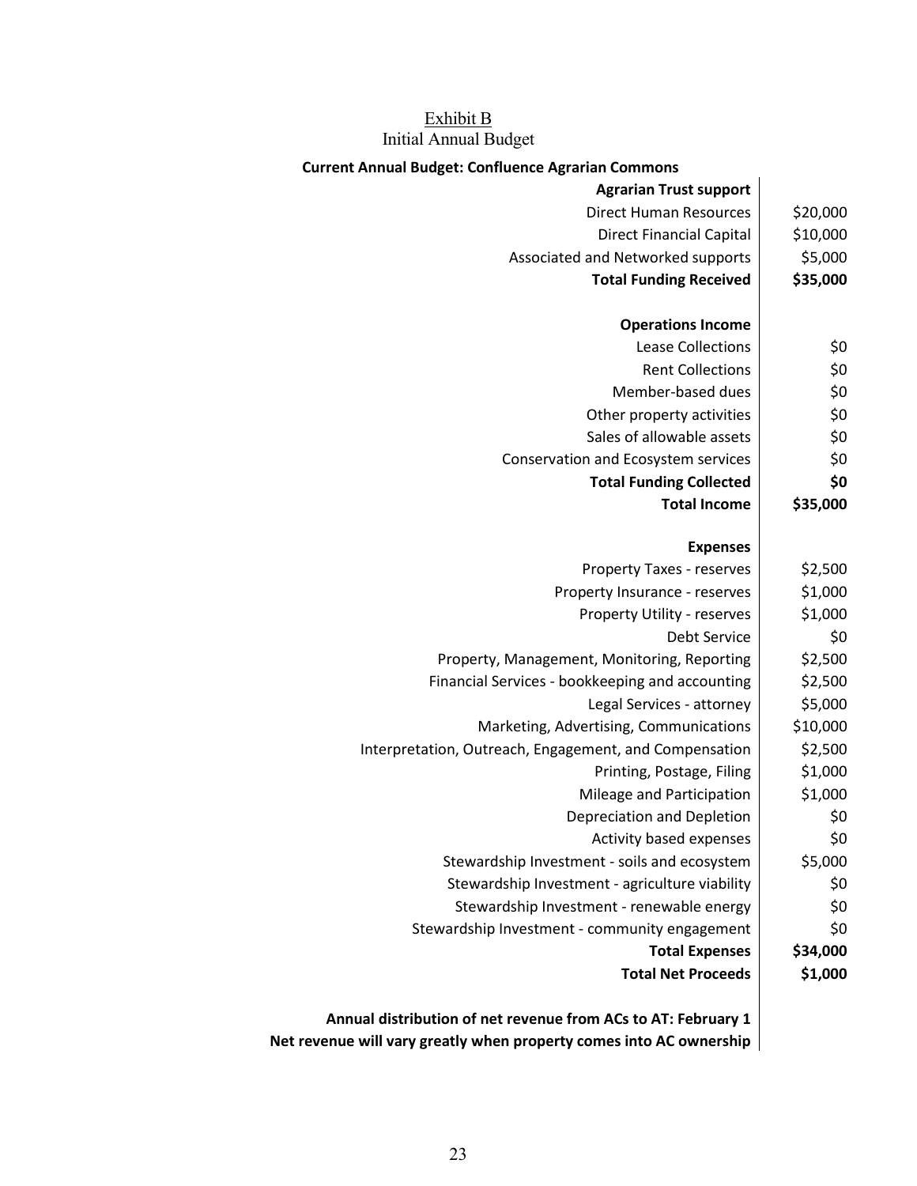Exhibit B

Initial Annual Budget

**Current Annual Budget: Confluence Agrarian Commons**

| | |
|---|---|
| **Agrarian Trust support** | |
| Direct Human Resources | $20,000 |
| Direct Financial Capital | $10,000 |
| Associated and Networked supports | $5,000 |
| **Total Funding Received** | **$35,000** |
| | |
| **Operations Income** | |
| Lease Collections | $0 |
| Rent Collections | $0 |
| Member-based dues | $0 |
| Other property activities | $0 |
| Sales of allowable assets | $0 |
| Conservation and Ecosystem services | $0 |
| **Total Funding Collected** | **$0** |
| **Total Income** | **$35,000** |
| | |
| **Expenses** | |
| Property Taxes - reserves | $2,500 |
| Property Insurance - reserves | $1,000 |
| Property Utility - reserves | $1,000 |
| Debt Service | $0 |
| Property, Management, Monitoring, Reporting | $2,500 |
| Financial Services - bookkeeping and accounting | $2,500 |
| Legal Services - attorney | $5,000 |
| Marketing, Advertising, Communications | $10,000 |
| Interpretation, Outreach, Engagement, and Compensation | $2,500 |
| Printing, Postage, Filing | $1,000 |
| Mileage and Participation | $1,000 |
| Depreciation and Depletion | $0 |
| Activity based expenses | $0 |
| Stewardship Investment - soils and ecosystem | $5,000 |
| Stewardship Investment - agriculture viability | $0 |
| Stewardship Investment - renewable energy | $0 |
| Stewardship Investment - community engagement | $0 |
| **Total Expenses** | **$34,000** |
| **Total Net Proceeds** | **$1,000** |
| | |
| **Annual distribution of net revenue from ACs to AT: February 1** | |
| **Net revenue will vary greatly when property comes into AC ownership** | |